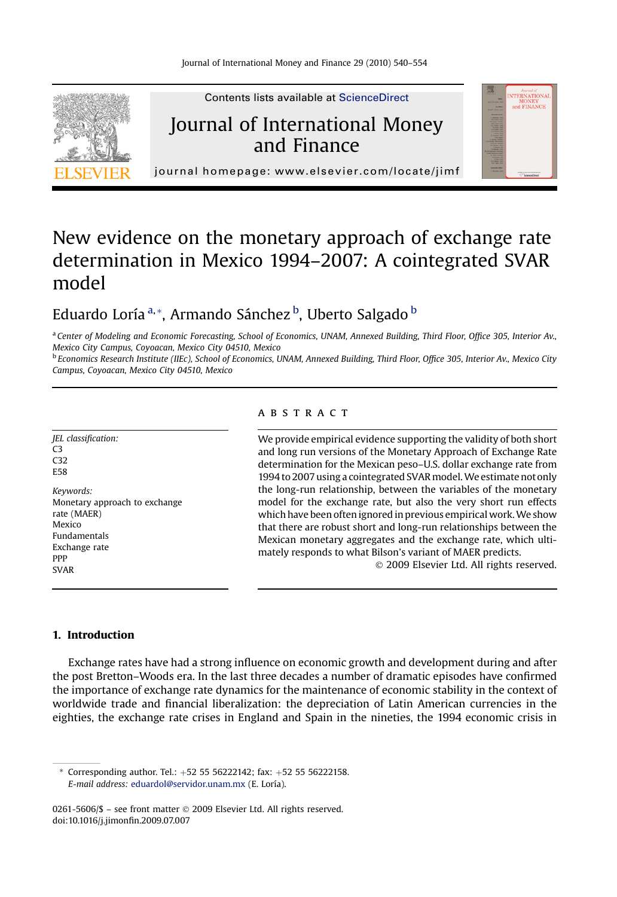# New evidence on the monetary approach of exchange rate determination in Mexico 1994–2007: A cointegrated SVAR model

Eduardo Loría[a,*], Armando Sánchez[b], Uberto Salgado[b]

[a] *Center of Modeling and Economic Forecasting, School of Economics, UNAM, Annexed Building, Third Floor, Office 305, Interior Av., Mexico City Campus, Coyoacan, Mexico City 04510, Mexico*

[b] *Economics Research Institute (IIEc), School of Economics, UNAM, Annexed Building, Third Floor, Office 305, Interior Av., Mexico City Campus, Coyoacan, Mexico City 04510, Mexico*

*JEL classification:*
C3
C32
E58

*Keywords:*
Monetary approach to exchange rate (MAER)
Mexico
Fundamentals
Exchange rate
PPP
SVAR

## ABSTRACT

We provide empirical evidence supporting the validity of both short and long run versions of the Monetary Approach of Exchange Rate determination for the Mexican peso–U.S. dollar exchange rate from 1994 to 2007 using a cointegrated SVAR model. We estimate not only the long-run relationship, between the variables of the monetary model for the exchange rate, but also the very short run effects which have been often ignored in previous empirical work. We show that there are robust short and long-run relationships between the Mexican monetary aggregates and the exchange rate, which ultimately responds to what Bilson's variant of MAER predicts.

© 2009 Elsevier Ltd. All rights reserved.

## 1. Introduction

Exchange rates have had a strong influence on economic growth and development during and after the post Bretton–Woods era. In the last three decades a number of dramatic episodes have confirmed the importance of exchange rate dynamics for the maintenance of economic stability in the context of worldwide trade and financial liberalization: the depreciation of Latin American currencies in the eighties, the exchange rate crises in England and Spain in the nineties, the 1994 economic crisis in

---

\* Corresponding author. Tel.: +52 55 56222142; fax: +52 55 56222158.
*E-mail address:* eduardol@servidor.unam.mx (E. Loría).

0261-5606/$ – see front matter © 2009 Elsevier Ltd. All rights reserved.
doi:10.1016/j.jimonfin.2009.07.007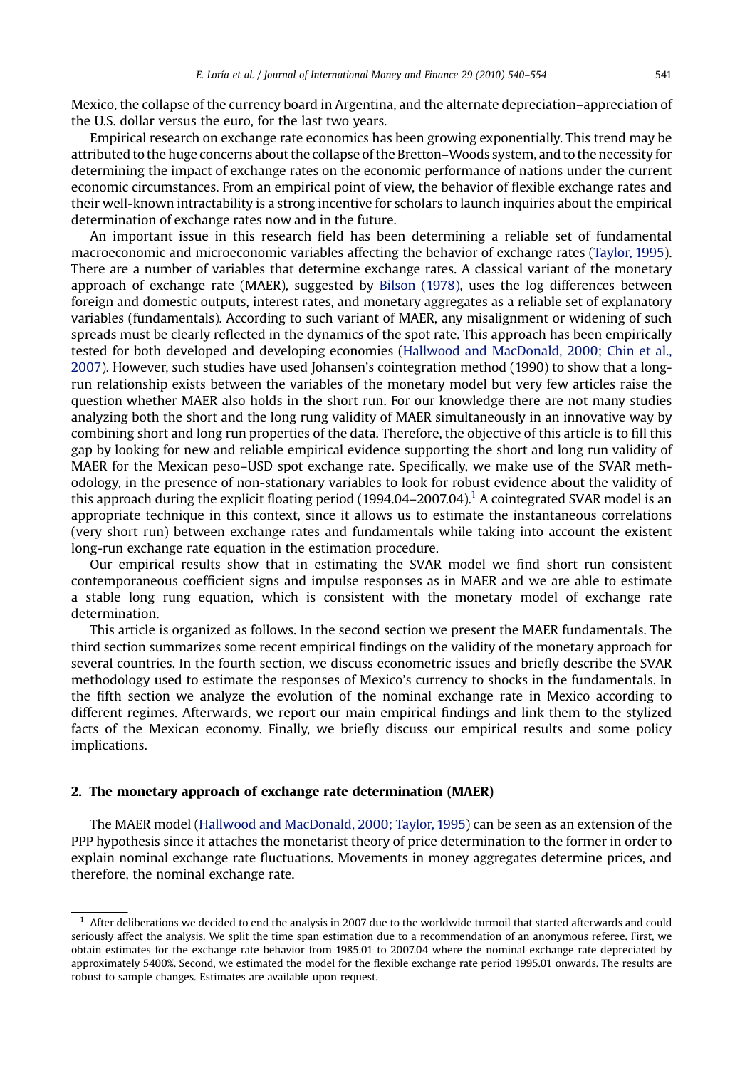Mexico, the collapse of the currency board in Argentina, and the alternate depreciation–appreciation of the U.S. dollar versus the euro, for the last two years.

Empirical research on exchange rate economics has been growing exponentially. This trend may be attributed to the huge concerns about the collapse of the Bretton–Woods system, and to the necessity for determining the impact of exchange rates on the economic performance of nations under the current economic circumstances. From an empirical point of view, the behavior of flexible exchange rates and their well-known intractability is a strong incentive for scholars to launch inquiries about the empirical determination of exchange rates now and in the future.

An important issue in this research field has been determining a reliable set of fundamental macroeconomic and microeconomic variables affecting the behavior of exchange rates (Taylor, 1995). There are a number of variables that determine exchange rates. A classical variant of the monetary approach of exchange rate (MAER), suggested by Bilson (1978), uses the log differences between foreign and domestic outputs, interest rates, and monetary aggregates as a reliable set of explanatory variables (fundamentals). According to such variant of MAER, any misalignment or widening of such spreads must be clearly reflected in the dynamics of the spot rate. This approach has been empirically tested for both developed and developing economies (Hallwood and MacDonald, 2000; Chin et al., 2007). However, such studies have used Johansen's cointegration method (1990) to show that a long-run relationship exists between the variables of the monetary model but very few articles raise the question whether MAER also holds in the short run. For our knowledge there are not many studies analyzing both the short and the long rung validity of MAER simultaneously in an innovative way by combining short and long run properties of the data. Therefore, the objective of this article is to fill this gap by looking for new and reliable empirical evidence supporting the short and long run validity of MAER for the Mexican peso–USD spot exchange rate. Specifically, we make use of the SVAR methodology, in the presence of non-stationary variables to look for robust evidence about the validity of this approach during the explicit floating period (1994.04–2007.04).[1] A cointegrated SVAR model is an appropriate technique in this context, since it allows us to estimate the instantaneous correlations (very short run) between exchange rates and fundamentals while taking into account the existent long-run exchange rate equation in the estimation procedure.

Our empirical results show that in estimating the SVAR model we find short run consistent contemporaneous coefficient signs and impulse responses as in MAER and we are able to estimate a stable long rung equation, which is consistent with the monetary model of exchange rate determination.

This article is organized as follows. In the second section we present the MAER fundamentals. The third section summarizes some recent empirical findings on the validity of the monetary approach for several countries. In the fourth section, we discuss econometric issues and briefly describe the SVAR methodology used to estimate the responses of Mexico's currency to shocks in the fundamentals. In the fifth section we analyze the evolution of the nominal exchange rate in Mexico according to different regimes. Afterwards, we report our main empirical findings and link them to the stylized facts of the Mexican economy. Finally, we briefly discuss our empirical results and some policy implications.

## 2. The monetary approach of exchange rate determination (MAER)

The MAER model (Hallwood and MacDonald, 2000; Taylor, 1995) can be seen as an extension of the PPP hypothesis since it attaches the monetarist theory of price determination to the former in order to explain nominal exchange rate fluctuations. Movements in money aggregates determine prices, and therefore, the nominal exchange rate.

[1] After deliberations we decided to end the analysis in 2007 due to the worldwide turmoil that started afterwards and could seriously affect the analysis. We split the time span estimation due to a recommendation of an anonymous referee. First, we obtain estimates for the exchange rate behavior from 1985.01 to 2007.04 where the nominal exchange rate depreciated by approximately 5400%. Second, we estimated the model for the flexible exchange rate period 1995.01 onwards. The results are robust to sample changes. Estimates are available upon request.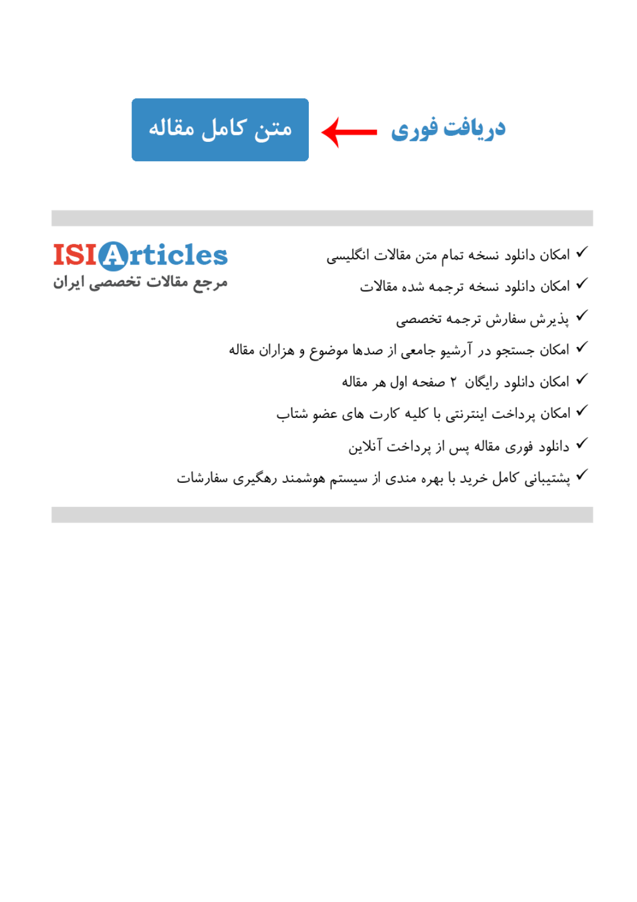دریافت فوری ← **متن کامل مقاله**

**ISIArticles**
مرجع مقالات تخصصی ایران

- ✓ امکان دانلود نسخه تمام متن مقالات انگلیسی
- ✓ امکان دانلود نسخه ترجمه شده مقالات
- ✓ پذیرش سفارش ترجمه تخصصی
- ✓ امکان جستجو در آرشیو جامعی از صدها موضوع و هزاران مقاله
- ✓ امکان دانلود رایگان ۲ صفحه اول هر مقاله
- ✓ امکان پرداخت اینترنتی با کلیه کارت های عضو شتاب
- ✓ دانلود فوری مقاله پس از پرداخت آنلاین
- ✓ پشتیبانی کامل خرید با بهره مندی از سیستم هوشمند رهگیری سفارشات